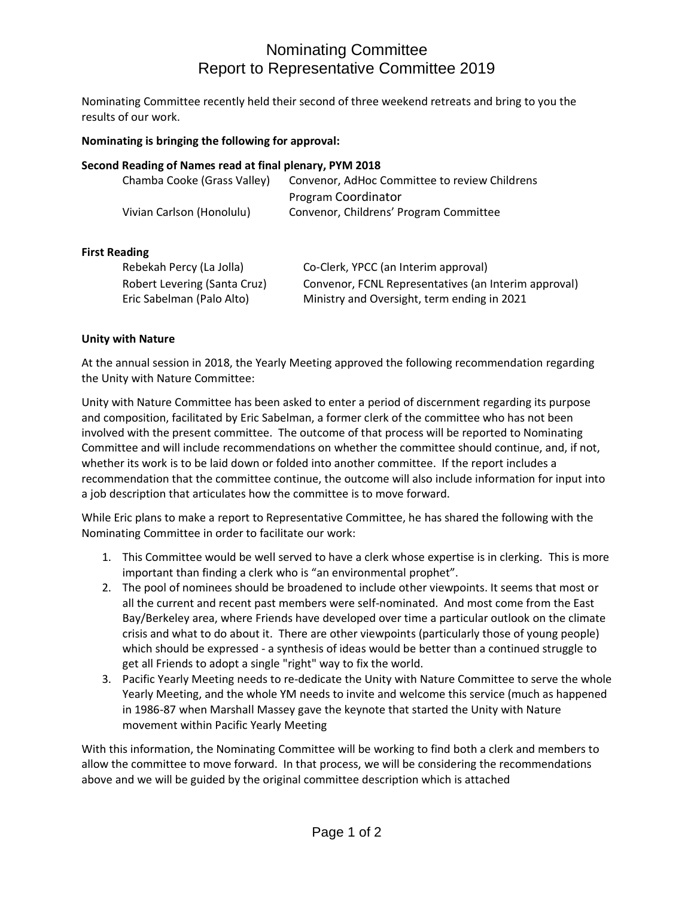# Nominating Committee
## Report to Representative Committee 2019

Nominating Committee recently held their second of three weekend retreats and bring to you the results of our work.

**Nominating is bringing the following for approval:**

**Second Reading of Names read at final plenary, PYM 2018**

| | |
|---|---|
| Chamba Cooke (Grass Valley) | Convenor, AdHoc Committee to review Childrens Program Coordinator |
| Vivian Carlson (Honolulu) | Convenor, Childrens' Program Committee |

**First Reading**

| | |
|---|---|
| Rebekah Percy (La Jolla) | Co-Clerk, YPCC (an Interim approval) |
| Robert Levering (Santa Cruz) | Convenor, FCNL Representatives (an Interim approval) |
| Eric Sabelman (Palo Alto) | Ministry and Oversight, term ending in 2021 |

**Unity with Nature**

At the annual session in 2018, the Yearly Meeting approved the following recommendation regarding the Unity with Nature Committee:

Unity with Nature Committee has been asked to enter a period of discernment regarding its purpose and composition, facilitated by Eric Sabelman, a former clerk of the committee who has not been involved with the present committee. The outcome of that process will be reported to Nominating Committee and will include recommendations on whether the committee should continue, and, if not, whether its work is to be laid down or folded into another committee. If the report includes a recommendation that the committee continue, the outcome will also include information for input into a job description that articulates how the committee is to move forward.

While Eric plans to make a report to Representative Committee, he has shared the following with the Nominating Committee in order to facilitate our work:

1. This Committee would be well served to have a clerk whose expertise is in clerking. This is more important than finding a clerk who is "an environmental prophet".
2. The pool of nominees should be broadened to include other viewpoints. It seems that most or all the current and recent past members were self-nominated. And most come from the East Bay/Berkeley area, where Friends have developed over time a particular outlook on the climate crisis and what to do about it. There are other viewpoints (particularly those of young people) which should be expressed - a synthesis of ideas would be better than a continued struggle to get all Friends to adopt a single "right" way to fix the world.
3. Pacific Yearly Meeting needs to re-dedicate the Unity with Nature Committee to serve the whole Yearly Meeting, and the whole YM needs to invite and welcome this service (much as happened in 1986-87 when Marshall Massey gave the keynote that started the Unity with Nature movement within Pacific Yearly Meeting

With this information, the Nominating Committee will be working to find both a clerk and members to allow the committee to move forward. In that process, we will be considering the recommendations above and we will be guided by the original committee description which is attached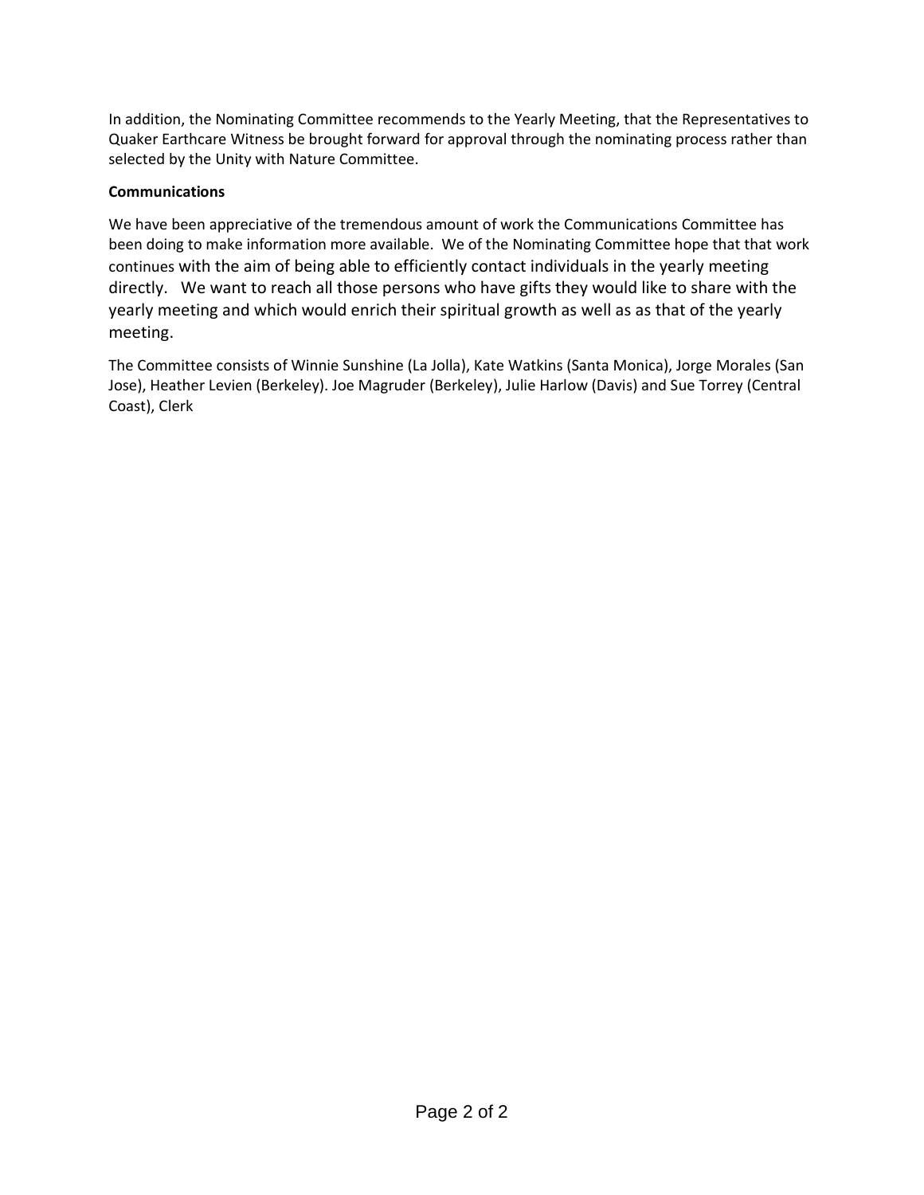In addition, the Nominating Committee recommends to the Yearly Meeting, that the Representatives to Quaker Earthcare Witness be brought forward for approval through the nominating process rather than selected by the Unity with Nature Committee.

**Communications**

We have been appreciative of the tremendous amount of work the Communications Committee has been doing to make information more available. We of the Nominating Committee hope that that work continues with the aim of being able to efficiently contact individuals in the yearly meeting directly. We want to reach all those persons who have gifts they would like to share with the yearly meeting and which would enrich their spiritual growth as well as as that of the yearly meeting.

The Committee consists of Winnie Sunshine (La Jolla), Kate Watkins (Santa Monica), Jorge Morales (San Jose), Heather Levien (Berkeley). Joe Magruder (Berkeley), Julie Harlow (Davis) and Sue Torrey (Central Coast), Clerk